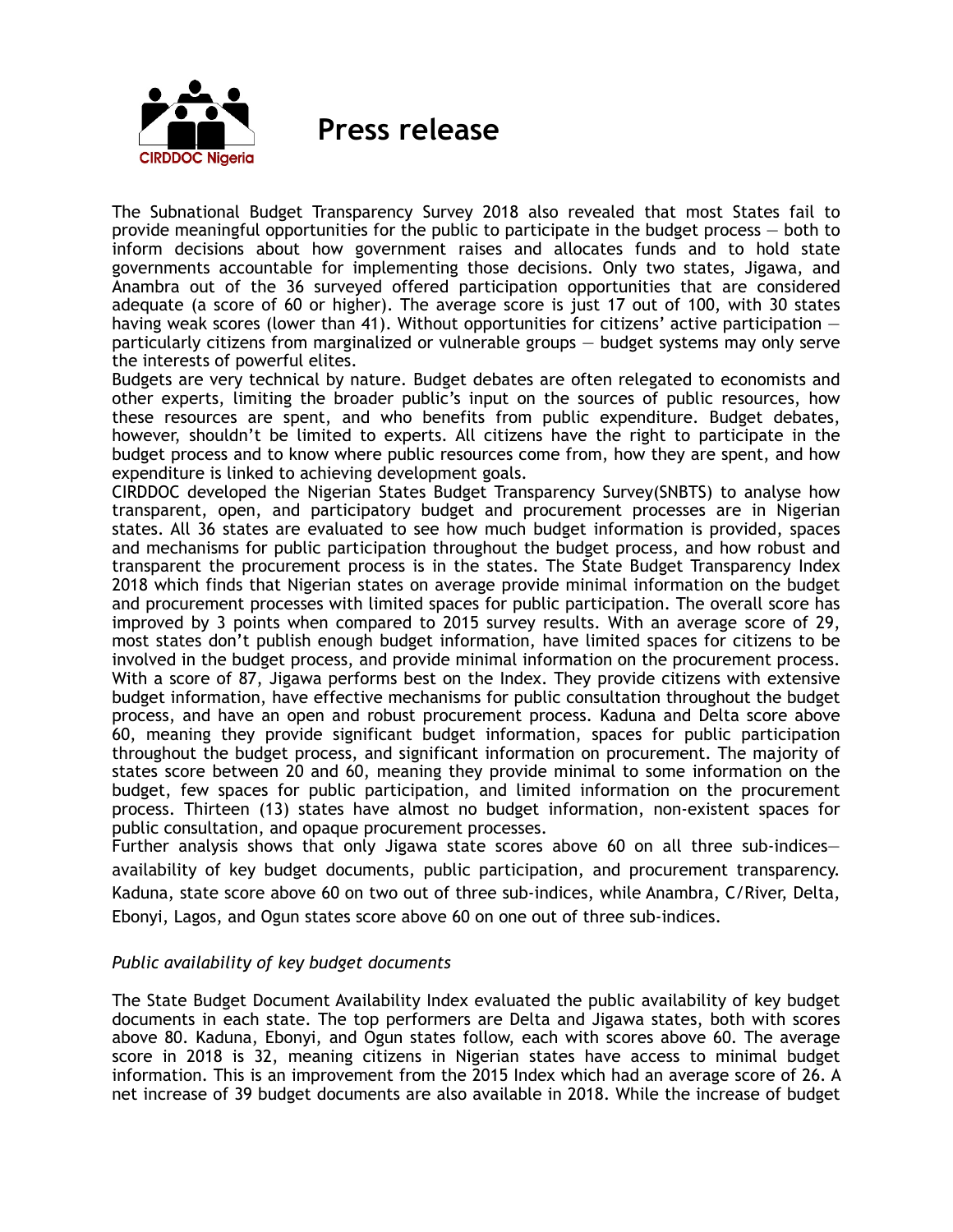# Press release

The Subnational Budget Transparency Survey 2018 also revealed that most States fail to provide meaningful opportunities for the public to participate in the budget process — both to inform decisions about how government raises and allocates funds and to hold state governments accountable for implementing those decisions. Only two states, Jigawa, and Anambra out of the 36 surveyed offered participation opportunities that are considered adequate (a score of 60 or higher). The average score is just 17 out of 100, with 30 states having weak scores (lower than 41). Without opportunities for citizens' active participation — particularly citizens from marginalized or vulnerable groups — budget systems may only serve the interests of powerful elites.

Budgets are very technical by nature. Budget debates are often relegated to economists and other experts, limiting the broader public's input on the sources of public resources, how these resources are spent, and who benefits from public expenditure. Budget debates, however, shouldn't be limited to experts. All citizens have the right to participate in the budget process and to know where public resources come from, how they are spent, and how expenditure is linked to achieving development goals.

CIRDDOC developed the Nigerian States Budget Transparency Survey(SNBTS) to analyse how transparent, open, and participatory budget and procurement processes are in Nigerian states. All 36 states are evaluated to see how much budget information is provided, spaces and mechanisms for public participation throughout the budget process, and how robust and transparent the procurement process is in the states. The State Budget Transparency Index 2018 which finds that Nigerian states on average provide minimal information on the budget and procurement processes with limited spaces for public participation. The overall score has improved by 3 points when compared to 2015 survey results. With an average score of 29, most states don't publish enough budget information, have limited spaces for citizens to be involved in the budget process, and provide minimal information on the procurement process. With a score of 87, Jigawa performs best on the Index. They provide citizens with extensive budget information, have effective mechanisms for public consultation throughout the budget process, and have an open and robust procurement process. Kaduna and Delta score above 60, meaning they provide significant budget information, spaces for public participation throughout the budget process, and significant information on procurement. The majority of states score between 20 and 60, meaning they provide minimal to some information on the budget, few spaces for public participation, and limited information on the procurement process. Thirteen (13) states have almost no budget information, non-existent spaces for public consultation, and opaque procurement processes.

Further analysis shows that only Jigawa state scores above 60 on all three sub-indices—availability of key budget documents, public participation, and procurement transparency. Kaduna, state score above 60 on two out of three sub-indices, while Anambra, C/River, Delta, Ebonyi, Lagos, and Ogun states score above 60 on one out of three sub-indices.

*Public availability of key budget documents*

The State Budget Document Availability Index evaluated the public availability of key budget documents in each state. The top performers are Delta and Jigawa states, both with scores above 80. Kaduna, Ebonyi, and Ogun states follow, each with scores above 60. The average score in 2018 is 32, meaning citizens in Nigerian states have access to minimal budget information. This is an improvement from the 2015 Index which had an average score of 26. A net increase of 39 budget documents are also available in 2018. While the increase of budget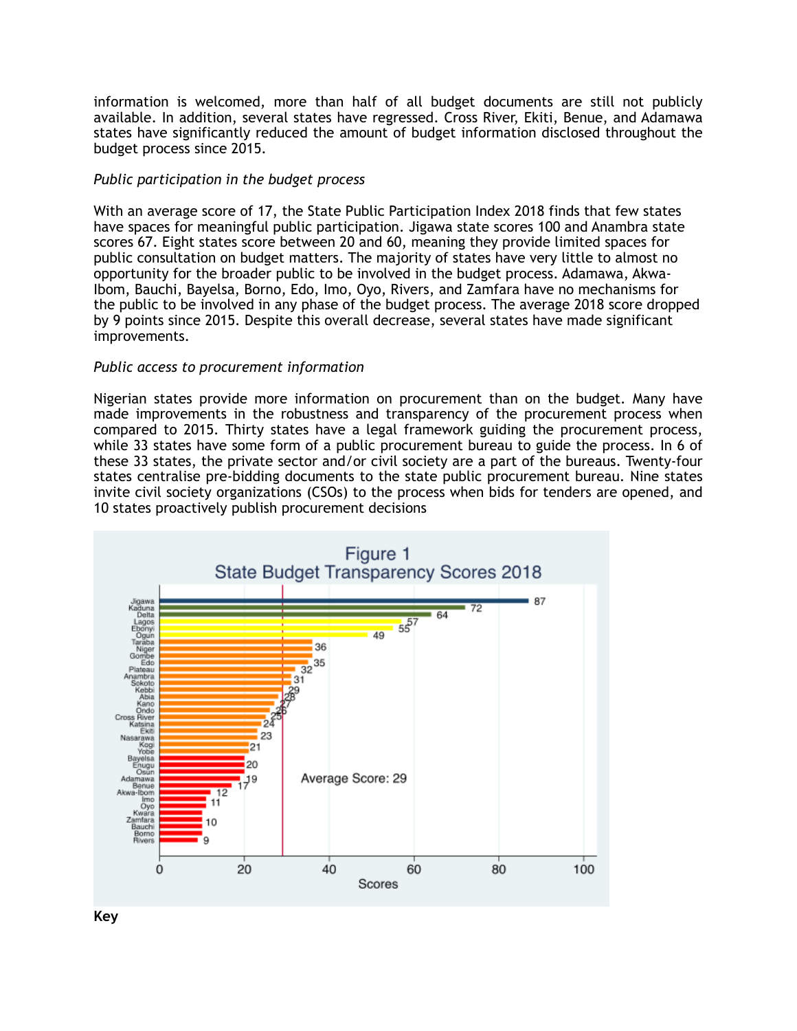information is welcomed, more than half of all budget documents are still not publicly available. In addition, several states have regressed. Cross River, Ekiti, Benue, and Adamawa states have significantly reduced the amount of budget information disclosed throughout the budget process since 2015.

*Public participation in the budget process*

With an average score of 17, the State Public Participation Index 2018 finds that few states have spaces for meaningful public participation. Jigawa state scores 100 and Anambra state scores 67. Eight states score between 20 and 60, meaning they provide limited spaces for public consultation on budget matters. The majority of states have very little to almost no opportunity for the broader public to be involved in the budget process. Adamawa, Akwa-Ibom, Bauchi, Bayelsa, Borno, Edo, Imo, Oyo, Rivers, and Zamfara have no mechanisms for the public to be involved in any phase of the budget process. The average 2018 score dropped by 9 points since 2015. Despite this overall decrease, several states have made significant improvements.

*Public access to procurement information*

Nigerian states provide more information on procurement than on the budget. Many have made improvements in the robustness and transparency of the procurement process when compared to 2015. Thirty states have a legal framework guiding the procurement process, while 33 states have some form of a public procurement bureau to guide the process. In 6 of these 33 states, the private sector and/or civil society are a part of the bureaus. Twenty-four states centralise pre-bidding documents to the state public procurement bureau. Nine states invite civil society organizations (CSOs) to the process when bids for tenders are opened, and 10 states proactively publish procurement decisions

Figure 1
State Budget Transparency Scores 2018

**Key**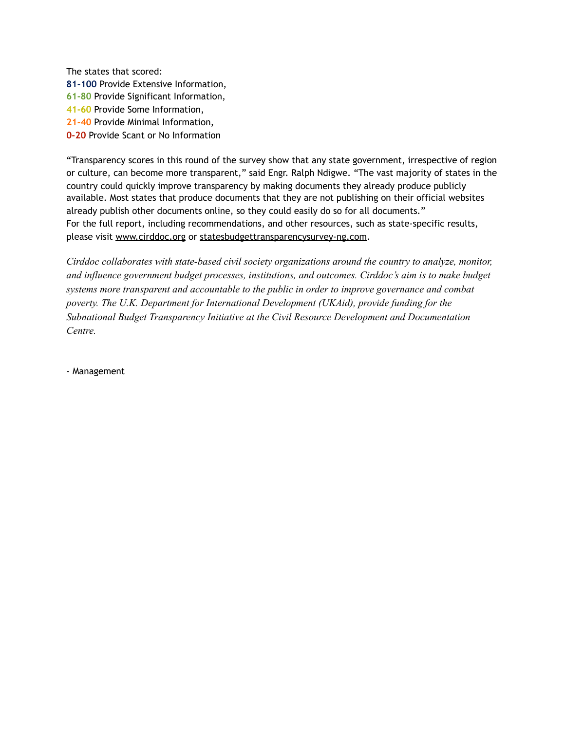The states that scored:
**81-100** Provide Extensive Information,
**61-80** Provide Significant Information,
**41-60** Provide Some Information,
**21-40** Provide Minimal Information,
**0-20** Provide Scant or No Information

"Transparency scores in this round of the survey show that any state government, irrespective of region or culture, can become more transparent," said Engr. Ralph Ndigwe. "The vast majority of states in the country could quickly improve transparency by making documents they already produce publicly available. Most states that produce documents that they are not publishing on their official websites already publish other documents online, so they could easily do so for all documents."
For the full report, including recommendations, and other resources, such as state-specific results, please visit www.cirddoc.org or statesbudgettransparencysurvey-ng.com.

*Cirddoc collaborates with state-based civil society organizations around the country to analyze, monitor, and influence government budget processes, institutions, and outcomes. Cirddoc's aim is to make budget systems more transparent and accountable to the public in order to improve governance and combat poverty. The U.K. Department for International Development (UKAid), provide funding for the Subnational Budget Transparency Initiative at the Civil Resource Development and Documentation Centre.*

- Management